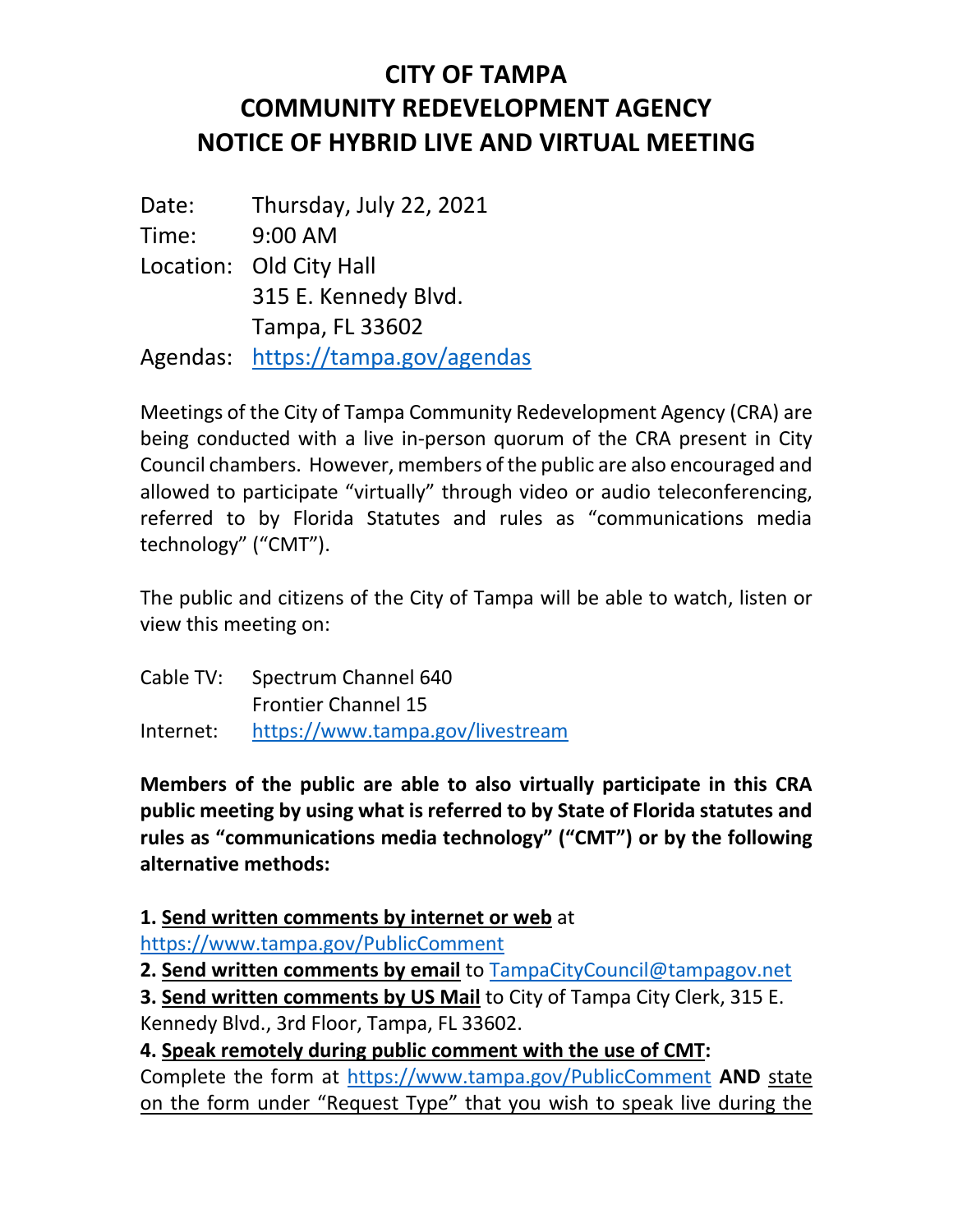# CITY OF TAMPA
# COMMUNITY REDEVELOPMENT AGENCY
# NOTICE OF HYBRID LIVE AND VIRTUAL MEETING

Date: Thursday, July 22, 2021
Time: 9:00 AM
Location: Old City Hall
315 E. Kennedy Blvd.
Tampa, FL 33602
Agendas: https://tampa.gov/agendas

Meetings of the City of Tampa Community Redevelopment Agency (CRA) are being conducted with a live in-person quorum of the CRA present in City Council chambers. However, members of the public are also encouraged and allowed to participate "virtually" through video or audio teleconferencing, referred to by Florida Statutes and rules as "communications media technology" ("CMT").

The public and citizens of the City of Tampa will be able to watch, listen or view this meeting on:

Cable TV: Spectrum Channel 640
Frontier Channel 15
Internet: https://www.tampa.gov/livestream

**Members of the public are able to also virtually participate in this CRA public meeting by using what is referred to by State of Florida statutes and rules as "communications media technology" ("CMT") or by the following alternative methods:**

**1. Send written comments by internet or web** at https://www.tampa.gov/PublicComment

**2. Send written comments by email** to TampaCityCouncil@tampagov.net

**3. Send written comments by US Mail** to City of Tampa City Clerk, 315 E. Kennedy Blvd., 3rd Floor, Tampa, FL 33602.

**4. Speak remotely during public comment with the use of CMT:**
Complete the form at https://www.tampa.gov/PublicComment **AND** state on the form under "Request Type" that you wish to speak live during the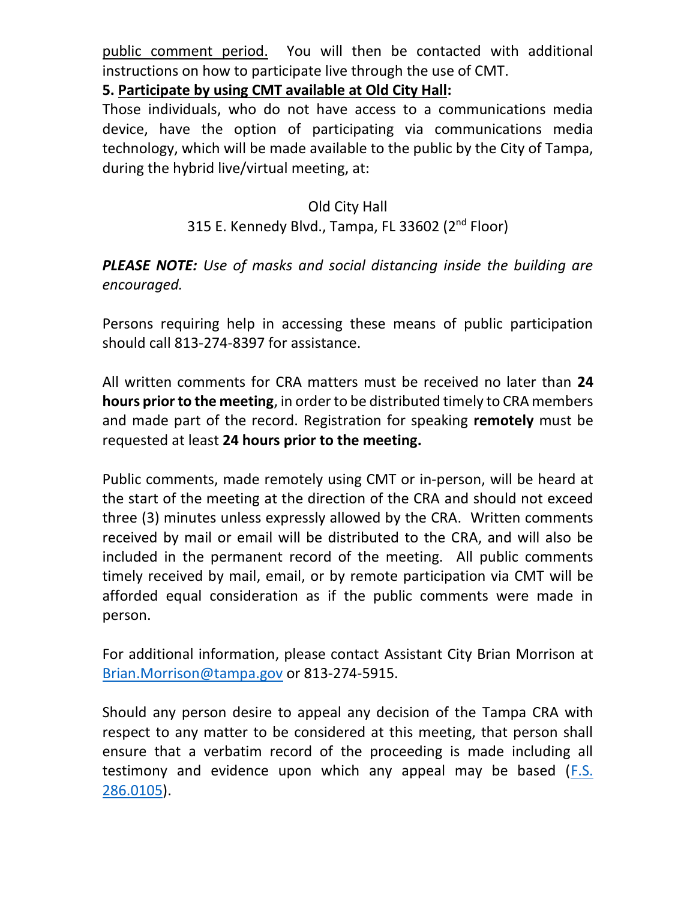public comment period. You will then be contacted with additional instructions on how to participate live through the use of CMT.

**5. Participate by using CMT available at Old City Hall:**

Those individuals, who do not have access to a communications media device, have the option of participating via communications media technology, which will be made available to the public by the City of Tampa, during the hybrid live/virtual meeting, at:

Old City Hall
315 E. Kennedy Blvd., Tampa, FL 33602 (2nd Floor)

***PLEASE NOTE:*** *Use of masks and social distancing inside the building are encouraged.*

Persons requiring help in accessing these means of public participation should call 813-274-8397 for assistance.

All written comments for CRA matters must be received no later than **24 hours prior to the meeting**, in order to be distributed timely to CRA members and made part of the record. Registration for speaking **remotely** must be requested at least **24 hours prior to the meeting.**

Public comments, made remotely using CMT or in-person, will be heard at the start of the meeting at the direction of the CRA and should not exceed three (3) minutes unless expressly allowed by the CRA. Written comments received by mail or email will be distributed to the CRA, and will also be included in the permanent record of the meeting. All public comments timely received by mail, email, or by remote participation via CMT will be afforded equal consideration as if the public comments were made in person.

For additional information, please contact Assistant City Brian Morrison at Brian.Morrison@tampa.gov or 813-274-5915.

Should any person desire to appeal any decision of the Tampa CRA with respect to any matter to be considered at this meeting, that person shall ensure that a verbatim record of the proceeding is made including all testimony and evidence upon which any appeal may be based (F.S. 286.0105).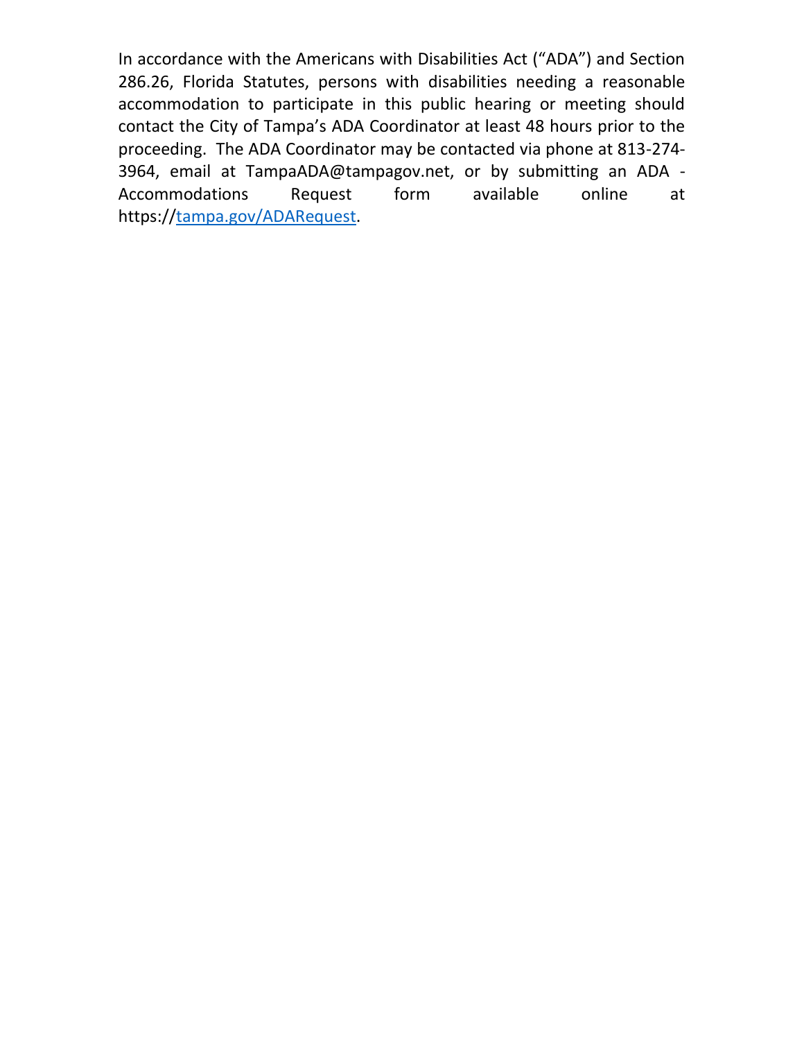In accordance with the Americans with Disabilities Act ("ADA") and Section 286.26, Florida Statutes, persons with disabilities needing a reasonable accommodation to participate in this public hearing or meeting should contact the City of Tampa's ADA Coordinator at least 48 hours prior to the proceeding. The ADA Coordinator may be contacted via phone at 813-274-3964, email at TampaADA@tampagov.net, or by submitting an ADA - Accommodations Request form available online at https://tampa.gov/ADARequest.